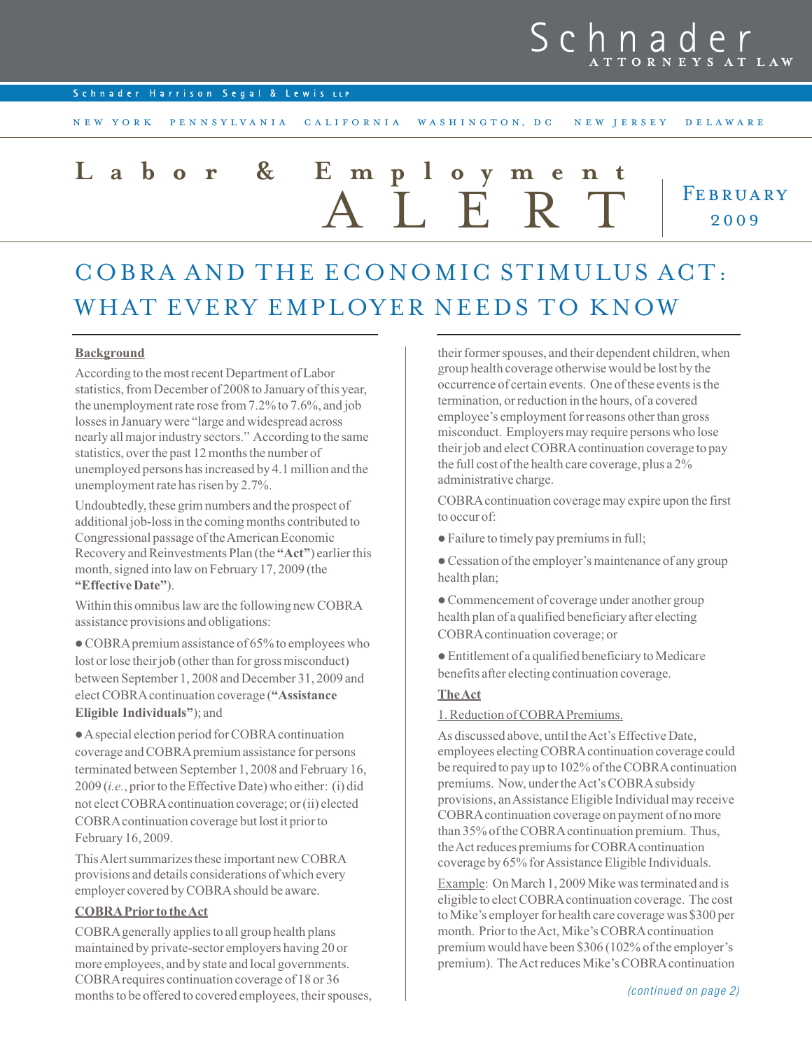Schnader ATTORNEYS AT LAW

Schnader Harrison Segal & Lewis LLP

NEW YORK PENNSYLVANIA CALIFORNIA WASHINGTON, DC NEW JERSEY DELAWARE

# Labor & Employment ALERT

February 2009

# COBRA AND THE ECONOMIC STIMULUS ACT: WHAT EVERY EMPLOYER NEEDS TO KNOW

## Background

According to the most recent Department of Labor statistics, from December of 2008 to January of this year, the unemployment rate rose from 7.2% to 7.6%, and job losses in January were "large and widespread across nearly all major industry sectors." According to the same statistics, over the past 12 months the number of unemployed persons has increased by 4.1 million and the unemployment rate has risen by 2.7%.

Undoubtedly, these grim numbers and the prospect of additional job-loss in the coming months contributed to Congressional passage of the American Economic Recovery and Reinvestments Plan (the **"Act"**) earlier this month, signed into law on February 17, 2009 (the **"Effective Date"**).

Within this omnibus law are the following new COBRA assistance provisions and obligations:

- COBRA premium assistance of 65% to employees who lost or lose their job (other than for gross misconduct) between September 1, 2008 and December 31, 2009 and elect COBRA continuation coverage (**"Assistance Eligible Individuals"**); and
- A special election period for COBRA continuation coverage and COBRA premium assistance for persons terminated between September 1, 2008 and February 16, 2009 (*i.e.*, prior to the Effective Date) who either: (i) did not elect COBRA continuation coverage; or (ii) elected COBRA continuation coverage but lost it prior to February 16, 2009.

This Alert summarizes these important new COBRA provisions and details considerations of which every employer covered by COBRA should be aware.

## COBRA Prior to the Act

COBRA generally applies to all group health plans maintained by private-sector employers having 20 or more employees, and by state and local governments. COBRA requires continuation coverage of 18 or 36 months to be offered to covered employees, their spouses, their former spouses, and their dependent children, when group health coverage otherwise would be lost by the occurrence of certain events. One of these events is the termination, or reduction in the hours, of a covered employee's employment for reasons other than gross misconduct. Employers may require persons who lose their job and elect COBRA continuation coverage to pay the full cost of the health care coverage, plus a 2% administrative charge.

COBRA continuation coverage may expire upon the first to occur of:

- Failure to timely pay premiums in full;
- Cessation of the employer's maintenance of any group health plan;
- Commencement of coverage under another group health plan of a qualified beneficiary after electing COBRA continuation coverage; or
- Entitlement of a qualified beneficiary to Medicare benefits after electing continuation coverage.

## The Act

### 1. Reduction of COBRA Premiums.

As discussed above, until the Act's Effective Date, employees electing COBRA continuation coverage could be required to pay up to 102% of the COBRA continuation premiums. Now, under the Act's COBRA subsidy provisions, an Assistance Eligible Individual may receive COBRA continuation coverage on payment of no more than 35% of the COBRA continuation premium. Thus, the Act reduces premiums for COBRA continuation coverage by 65% for Assistance Eligible Individuals.

Example: On March 1, 2009 Mike was terminated and is eligible to elect COBRA continuation coverage. The cost to Mike's employer for health care coverage was $300 per month. Prior to the Act, Mike's COBRA continuation premium would have been $306 (102% of the employer's premium). The Act reduces Mike's COBRA continuation

*(continued on page 2)*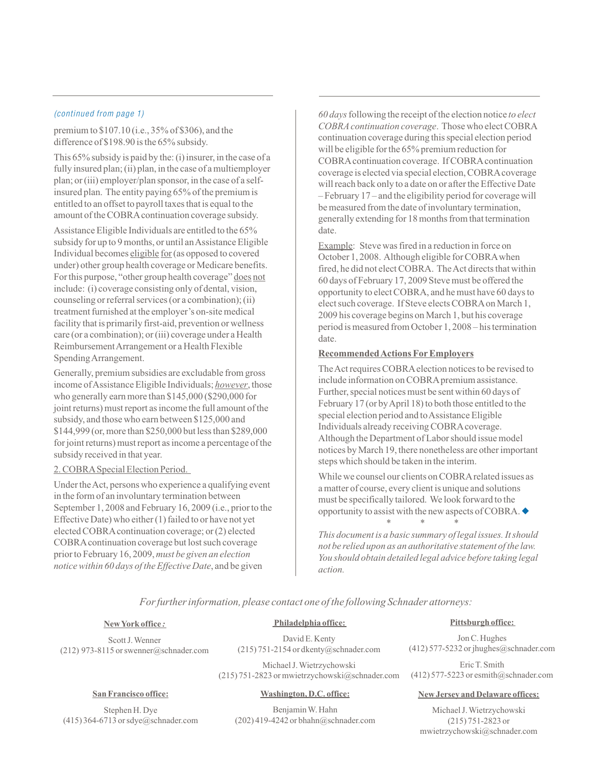*(continued from page 1)*

premium to $107.10 (i.e., 35% of $306), and the difference of $198.90 is the 65% subsidy.

This 65% subsidy is paid by the: (i) insurer, in the case of a fully insured plan; (ii) plan, in the case of a multiemployer plan; or (iii) employer/plan sponsor, in the case of a self-insured plan. The entity paying 65% of the premium is entitled to an offset to payroll taxes that is equal to the amount of the COBRA continuation coverage subsidy.

Assistance Eligible Individuals are entitled to the 65% subsidy for up to 9 months, or until an Assistance Eligible Individual becomes <u>eligible for</u> (as opposed to covered under) other group health coverage or Medicare benefits. For this purpose, "other group health coverage" <u>does not</u> include: (i) coverage consisting only of dental, vision, counseling or referral services (or a combination); (ii) treatment furnished at the employer's on-site medical facility that is primarily first-aid, prevention or wellness care (or a combination); or (iii) coverage under a Health Reimbursement Arrangement or a Health Flexible Spending Arrangement.

Generally, premium subsidies are excludable from gross income of Assistance Eligible Individuals; <u>*however*</u>, those who generally earn more than $145,000 ($290,000 for joint returns) must report as income the full amount of the subsidy, and those who earn between $125,000 and $144,999 (or, more than $250,000 but less than $289,000 for joint returns) must report as income a percentage of the subsidy received in that year.

<u>2. COBRA Special Election Period.</u>

Under the Act, persons who experience a qualifying event in the form of an involuntary termination between September 1, 2008 and February 16, 2009 (i.e., prior to the Effective Date) who either (1) failed to or have not yet elected COBRA continuation coverage; or (2) elected COBRA continuation coverage but lost such coverage prior to February 16, 2009, *must be given an election notice within 60 days of the Effective Date*, and be given *60 days* following the receipt of the election notice *to elect COBRA continuation coverage*. Those who elect COBRA continuation coverage during this special election period will be eligible for the 65% premium reduction for COBRA continuation coverage. If COBRA continuation coverage is elected via special election, COBRA coverage will reach back only to a date on or after the Effective Date – February 17 – and the eligibility period for coverage will be measured from the date of involuntary termination, generally extending for 18 months from that termination date.

<u>Example</u>: Steve was fired in a reduction in force on October 1, 2008. Although eligible for COBRA when fired, he did not elect COBRA. The Act directs that within 60 days of February 17, 2009 Steve must be offered the opportunity to elect COBRA, and he must have 60 days to elect such coverage. If Steve elects COBRA on March 1, 2009 his coverage begins on March 1, but his coverage period is measured from October 1, 2008 – his termination date.

**<u>Recommended Actions For Employers</u>**

The Act requires COBRA election notices to be revised to include information on COBRA premium assistance. Further, special notices must be sent within 60 days of February 17 (or by April 18) to both those entitled to the special election period and to Assistance Eligible Individuals already receiving COBRA coverage. Although the Department of Labor should issue model notices by March 19, there nonetheless are other important steps which should be taken in the interim.

While we counsel our clients on COBRA related issues as a matter of course, every client is unique and solutions must be specifically tailored. We look forward to the opportunity to assist with the new aspects of COBRA. ◆

\* \* \*

*This document is a basic summary of legal issues. It should not be relied upon as an authoritative statement of the law. You should obtain detailed legal advice before taking legal action.*

*For further information, please contact one of the following Schnader attorneys:*

**<u>New York office:</u>**

Scott J. Wenner
(212) 973-8115 or swenner@schnader.com

**<u>Philadelphia office:</u>**

David E. Kenty
(215) 751-2154 or dkenty@schnader.com

Michael J. Wietrzychowski
(215) 751-2823 or mwietrzychowski@schnader.com

**<u>Pittsburgh office:</u>**

Jon C. Hughes
(412) 577-5232 or jhughes@schnader.com

Eric T. Smith
(412) 577-5223 or esmith@schnader.com

**<u>San Francisco office:</u>**

Stephen H. Dye
(415) 364-6713 or sdye@schnader.com

**<u>Washington, D.C. office:</u>**

Benjamin W. Hahn
(202) 419-4242 or bhahn@schnader.com

**<u>New Jersey and Delaware offices:</u>**

Michael J. Wietrzychowski
(215) 751-2823 or
mwietrzychowski@schnader.com